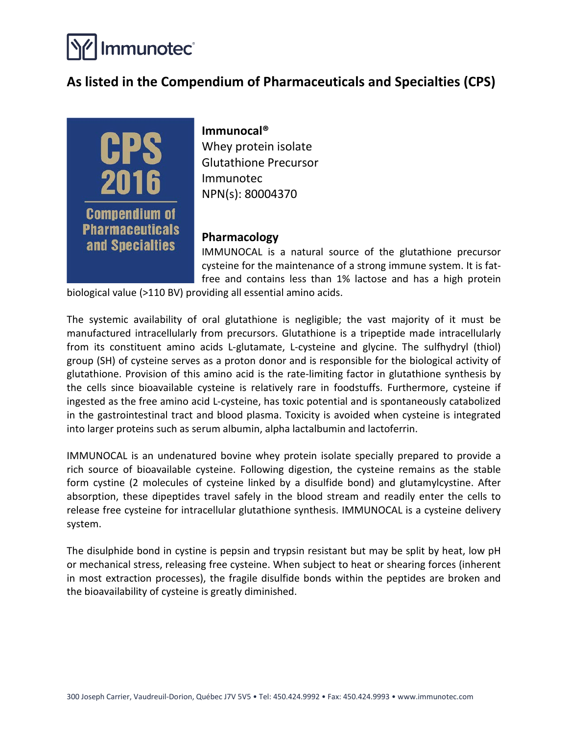Immunotec®

## As listed in the Compendium of Pharmaceuticals and Specialties (CPS)

CPS 2016 Compendium of Pharmaceuticals and Specialties

**Immunocal®**
Whey protein isolate
Glutathione Precursor
Immunotec
NPN(s): 80004370

### Pharmacology

IMMUNOCAL is a natural source of the glutathione precursor cysteine for the maintenance of a strong immune system. It is fat-free and contains less than 1% lactose and has a high protein biological value (>110 BV) providing all essential amino acids.

The systemic availability of oral glutathione is negligible; the vast majority of it must be manufactured intracellularly from precursors. Glutathione is a tripeptide made intracellularly from its constituent amino acids L-glutamate, L-cysteine and glycine. The sulfhydryl (thiol) group (SH) of cysteine serves as a proton donor and is responsible for the biological activity of glutathione. Provision of this amino acid is the rate-limiting factor in glutathione synthesis by the cells since bioavailable cysteine is relatively rare in foodstuffs. Furthermore, cysteine if ingested as the free amino acid L-cysteine, has toxic potential and is spontaneously catabolized in the gastrointestinal tract and blood plasma. Toxicity is avoided when cysteine is integrated into larger proteins such as serum albumin, alpha lactalbumin and lactoferrin.

IMMUNOCAL is an undenatured bovine whey protein isolate specially prepared to provide a rich source of bioavailable cysteine. Following digestion, the cysteine remains as the stable form cystine (2 molecules of cysteine linked by a disulfide bond) and glutamylcystine. After absorption, these dipeptides travel safely in the blood stream and readily enter the cells to release free cysteine for intracellular glutathione synthesis. IMMUNOCAL is a cysteine delivery system.

The disulphide bond in cystine is pepsin and trypsin resistant but may be split by heat, low pH or mechanical stress, releasing free cysteine. When subject to heat or shearing forces (inherent in most extraction processes), the fragile disulfide bonds within the peptides are broken and the bioavailability of cysteine is greatly diminished.

300 Joseph Carrier, Vaudreuil-Dorion, Québec J7V 5V5 • Tel: 450.424.9992 • Fax: 450.424.9993 • www.immunotec.com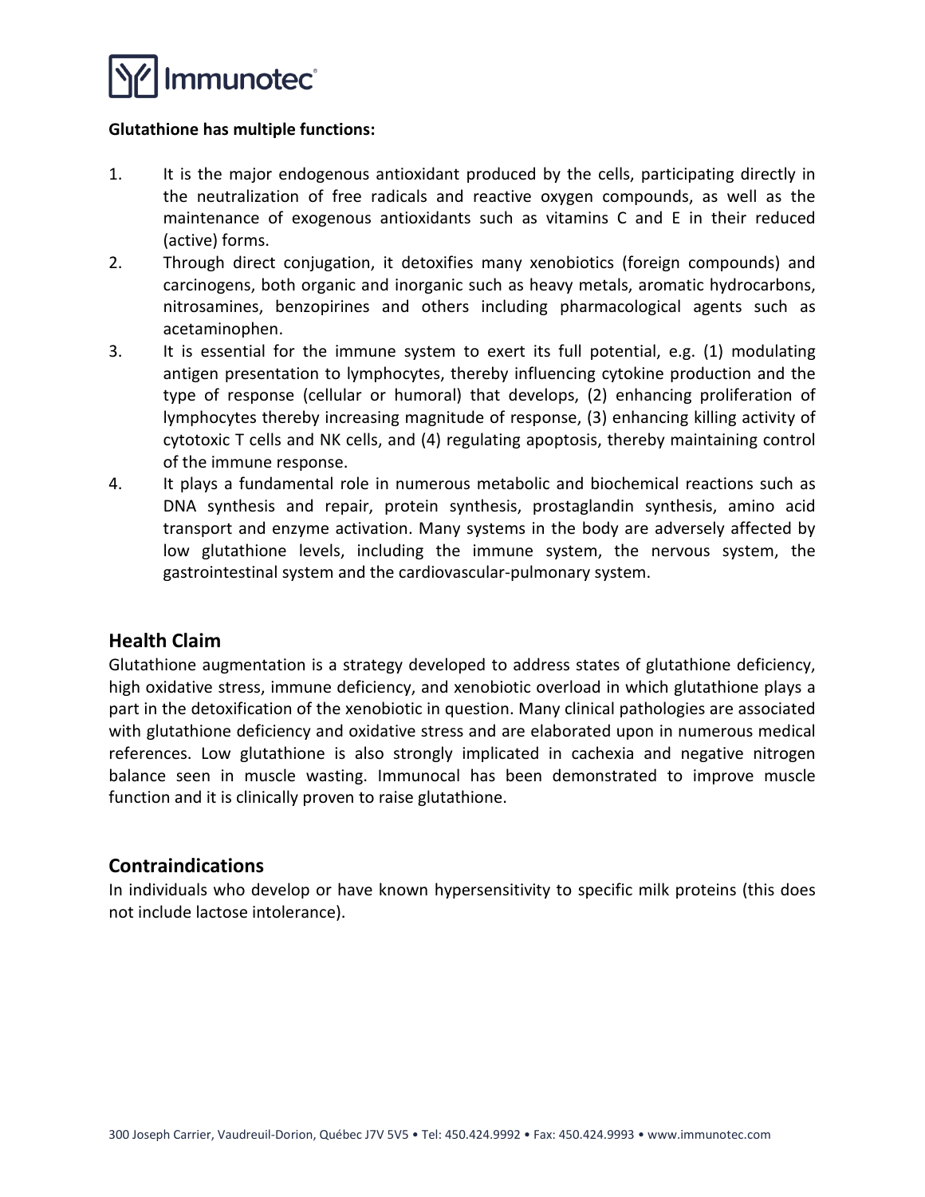**Glutathione has multiple functions:**

1. It is the major endogenous antioxidant produced by the cells, participating directly in the neutralization of free radicals and reactive oxygen compounds, as well as the maintenance of exogenous antioxidants such as vitamins C and E in their reduced (active) forms.
2. Through direct conjugation, it detoxifies many xenobiotics (foreign compounds) and carcinogens, both organic and inorganic such as heavy metals, aromatic hydrocarbons, nitrosamines, benzopirines and others including pharmacological agents such as acetaminophen.
3. It is essential for the immune system to exert its full potential, e.g. (1) modulating antigen presentation to lymphocytes, thereby influencing cytokine production and the type of response (cellular or humoral) that develops, (2) enhancing proliferation of lymphocytes thereby increasing magnitude of response, (3) enhancing killing activity of cytotoxic T cells and NK cells, and (4) regulating apoptosis, thereby maintaining control of the immune response.
4. It plays a fundamental role in numerous metabolic and biochemical reactions such as DNA synthesis and repair, protein synthesis, prostaglandin synthesis, amino acid transport and enzyme activation. Many systems in the body are adversely affected by low glutathione levels, including the immune system, the nervous system, the gastrointestinal system and the cardiovascular-pulmonary system.

## Health Claim

Glutathione augmentation is a strategy developed to address states of glutathione deficiency, high oxidative stress, immune deficiency, and xenobiotic overload in which glutathione plays a part in the detoxification of the xenobiotic in question. Many clinical pathologies are associated with glutathione deficiency and oxidative stress and are elaborated upon in numerous medical references. Low glutathione is also strongly implicated in cachexia and negative nitrogen balance seen in muscle wasting. Immunocal has been demonstrated to improve muscle function and it is clinically proven to raise glutathione.

## Contraindications

In individuals who develop or have known hypersensitivity to specific milk proteins (this does not include lactose intolerance).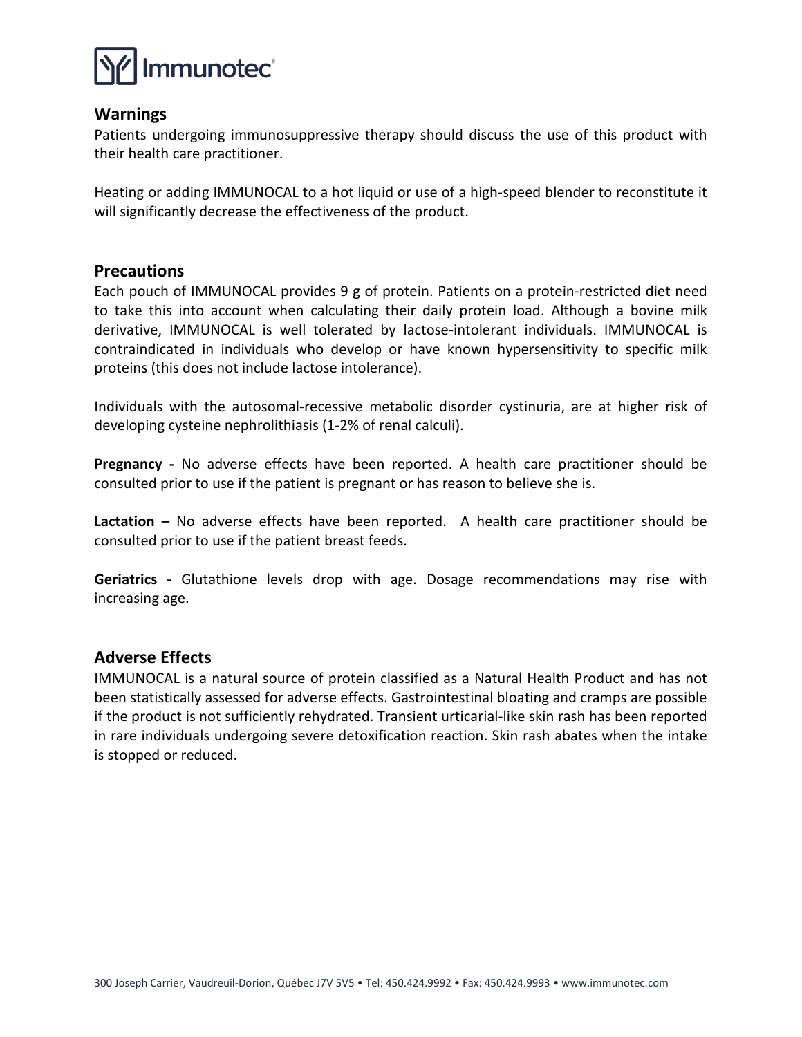## Warnings

Patients undergoing immunosuppressive therapy should discuss the use of this product with their health care practitioner.

Heating or adding IMMUNOCAL to a hot liquid or use of a high-speed blender to reconstitute it will significantly decrease the effectiveness of the product.

## Precautions

Each pouch of IMMUNOCAL provides 9 g of protein. Patients on a protein-restricted diet need to take this into account when calculating their daily protein load. Although a bovine milk derivative, IMMUNOCAL is well tolerated by lactose-intolerant individuals. IMMUNOCAL is contraindicated in individuals who develop or have known hypersensitivity to specific milk proteins (this does not include lactose intolerance).

Individuals with the autosomal-recessive metabolic disorder cystinuria, are at higher risk of developing cysteine nephrolithiasis (1-2% of renal calculi).

**Pregnancy -** No adverse effects have been reported. A health care practitioner should be consulted prior to use if the patient is pregnant or has reason to believe she is.

**Lactation –** No adverse effects have been reported. A health care practitioner should be consulted prior to use if the patient breast feeds.

**Geriatrics -** Glutathione levels drop with age. Dosage recommendations may rise with increasing age.

## Adverse Effects

IMMUNOCAL is a natural source of protein classified as a Natural Health Product and has not been statistically assessed for adverse effects. Gastrointestinal bloating and cramps are possible if the product is not sufficiently rehydrated. Transient urticarial-like skin rash has been reported in rare individuals undergoing severe detoxification reaction. Skin rash abates when the intake is stopped or reduced.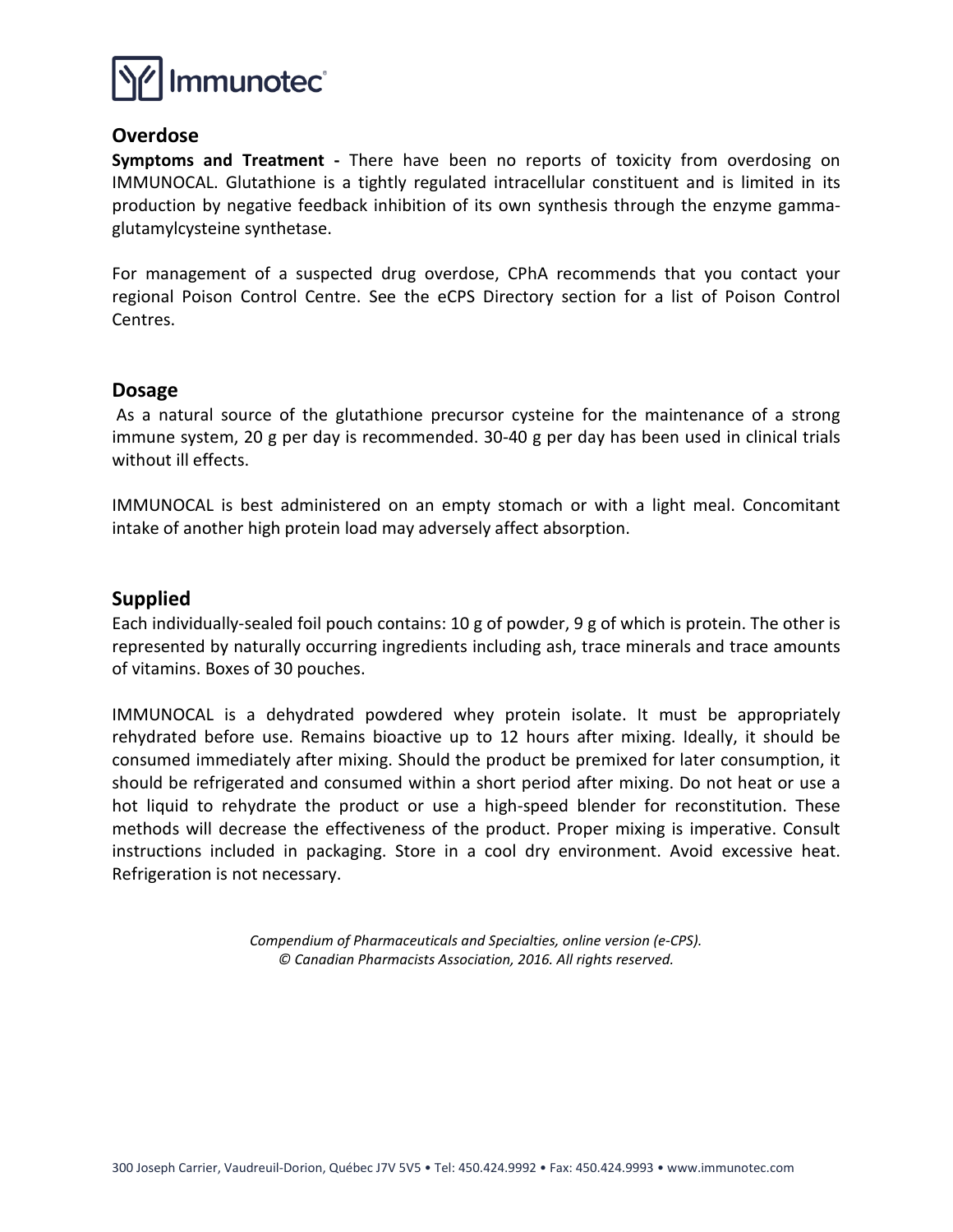## Overdose

**Symptoms and Treatment -** There have been no reports of toxicity from overdosing on IMMUNOCAL. Glutathione is a tightly regulated intracellular constituent and is limited in its production by negative feedback inhibition of its own synthesis through the enzyme gamma-glutamylcysteine synthetase.

For management of a suspected drug overdose, CPhA recommends that you contact your regional Poison Control Centre. See the eCPS Directory section for a list of Poison Control Centres.

## Dosage

As a natural source of the glutathione precursor cysteine for the maintenance of a strong immune system, 20 g per day is recommended. 30-40 g per day has been used in clinical trials without ill effects.

IMMUNOCAL is best administered on an empty stomach or with a light meal. Concomitant intake of another high protein load may adversely affect absorption.

## Supplied

Each individually-sealed foil pouch contains: 10 g of powder, 9 g of which is protein. The other is represented by naturally occurring ingredients including ash, trace minerals and trace amounts of vitamins. Boxes of 30 pouches.

IMMUNOCAL is a dehydrated powdered whey protein isolate. It must be appropriately rehydrated before use. Remains bioactive up to 12 hours after mixing. Ideally, it should be consumed immediately after mixing. Should the product be premixed for later consumption, it should be refrigerated and consumed within a short period after mixing. Do not heat or use a hot liquid to rehydrate the product or use a high-speed blender for reconstitution. These methods will decrease the effectiveness of the product. Proper mixing is imperative. Consult instructions included in packaging. Store in a cool dry environment. Avoid excessive heat. Refrigeration is not necessary.

*Compendium of Pharmaceuticals and Specialties, online version (e-CPS).*
*© Canadian Pharmacists Association, 2016. All rights reserved.*